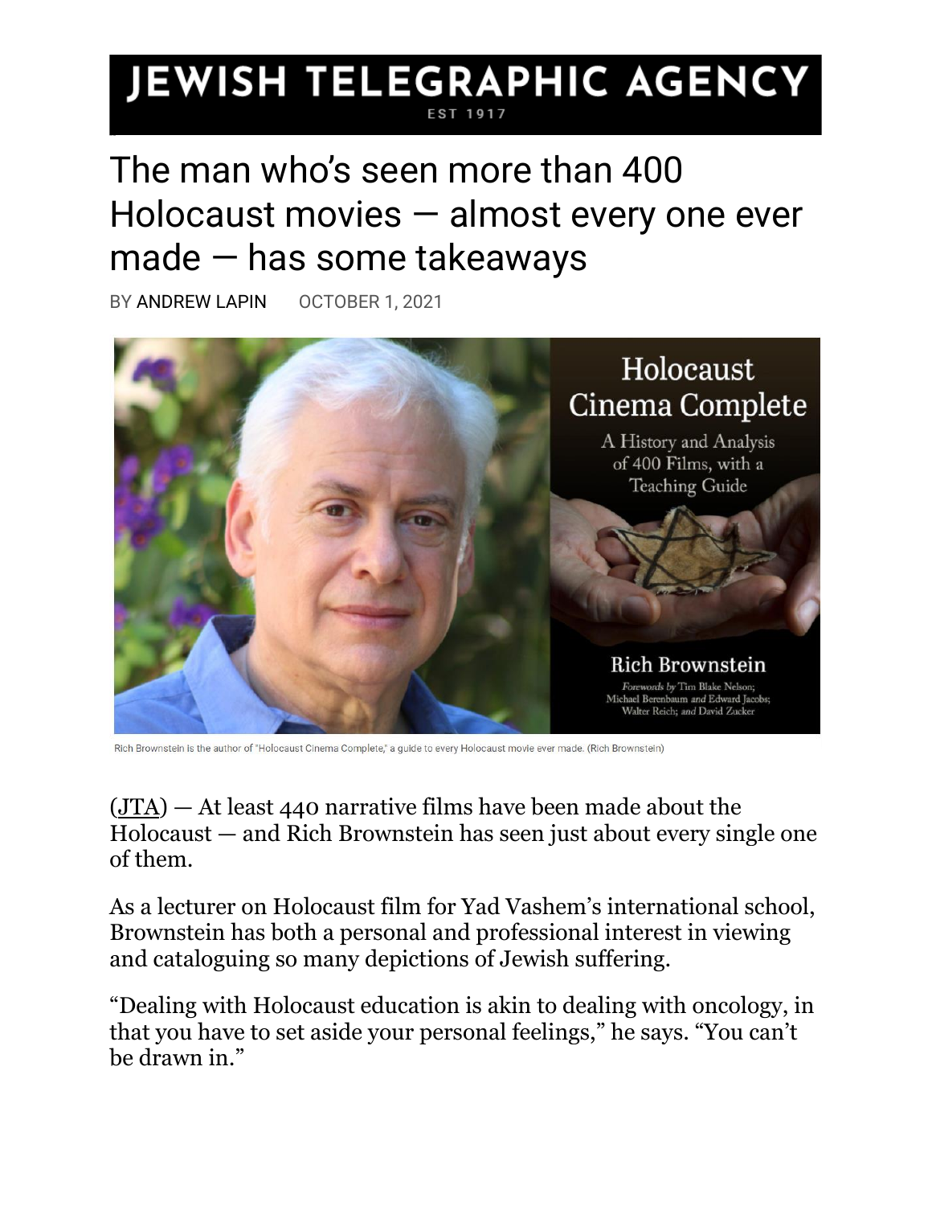# JEWISH TELEGRAPHIC AGENCY

EST 1917

# The man who's seen more than 400 Holocaust movies — almost every one ever made — has some takeaways

BY ANDREW LAPIN OCTOBER 1, 2021

Rich Brownstein is the author of "Holocaust Cinema Complete," a guide to every Holocaust movie ever made. (Rich Brownstein)

(JTA) — At least 440 narrative films have been made about the Holocaust — and Rich Brownstein has seen just about every single one of them.

As a lecturer on Holocaust film for Yad Vashem's international school, Brownstein has both a personal and professional interest in viewing and cataloguing so many depictions of Jewish suffering.

"Dealing with Holocaust education is akin to dealing with oncology, in that you have to set aside your personal feelings," he says. "You can't be drawn in."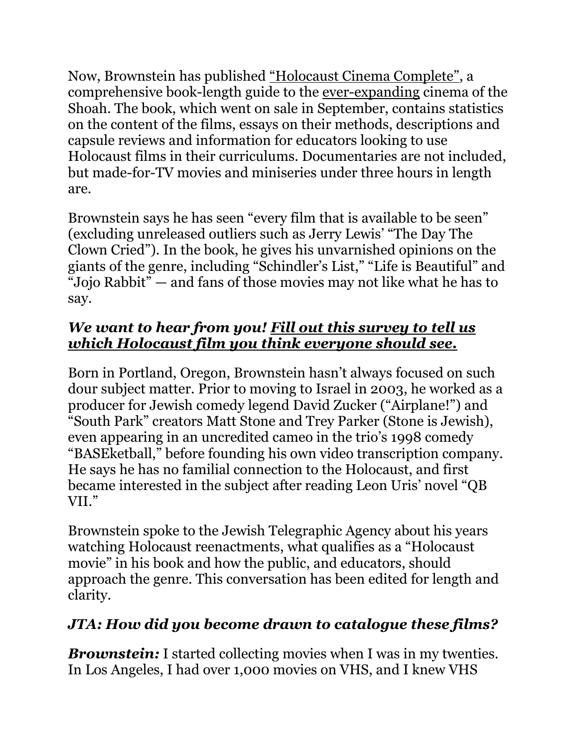Now, Brownstein has published "Holocaust Cinema Complete", a comprehensive book-length guide to the ever-expanding cinema of the Shoah. The book, which went on sale in September, contains statistics on the content of the films, essays on their methods, descriptions and capsule reviews and information for educators looking to use Holocaust films in their curriculums. Documentaries are not included, but made-for-TV movies and miniseries under three hours in length are.

Brownstein says he has seen "every film that is available to be seen" (excluding unreleased outliers such as Jerry Lewis' "The Day The Clown Cried"). In the book, he gives his unvarnished opinions on the giants of the genre, including "Schindler's List," "Life is Beautiful" and "Jojo Rabbit" — and fans of those movies may not like what he has to say.

***We want to hear from you! Fill out this survey to tell us which Holocaust film you think everyone should see.***

Born in Portland, Oregon, Brownstein hasn't always focused on such dour subject matter. Prior to moving to Israel in 2003, he worked as a producer for Jewish comedy legend David Zucker ("Airplane!") and "South Park" creators Matt Stone and Trey Parker (Stone is Jewish), even appearing in an uncredited cameo in the trio's 1998 comedy "BASEketball," before founding his own video transcription company. He says he has no familial connection to the Holocaust, and first became interested in the subject after reading Leon Uris' novel "QB VII."

Brownstein spoke to the Jewish Telegraphic Agency about his years watching Holocaust reenactments, what qualifies as a "Holocaust movie" in his book and how the public, and educators, should approach the genre. This conversation has been edited for length and clarity.

***JTA: How did you become drawn to catalogue these films?***

***Brownstein:*** I started collecting movies when I was in my twenties. In Los Angeles, I had over 1,000 movies on VHS, and I knew VHS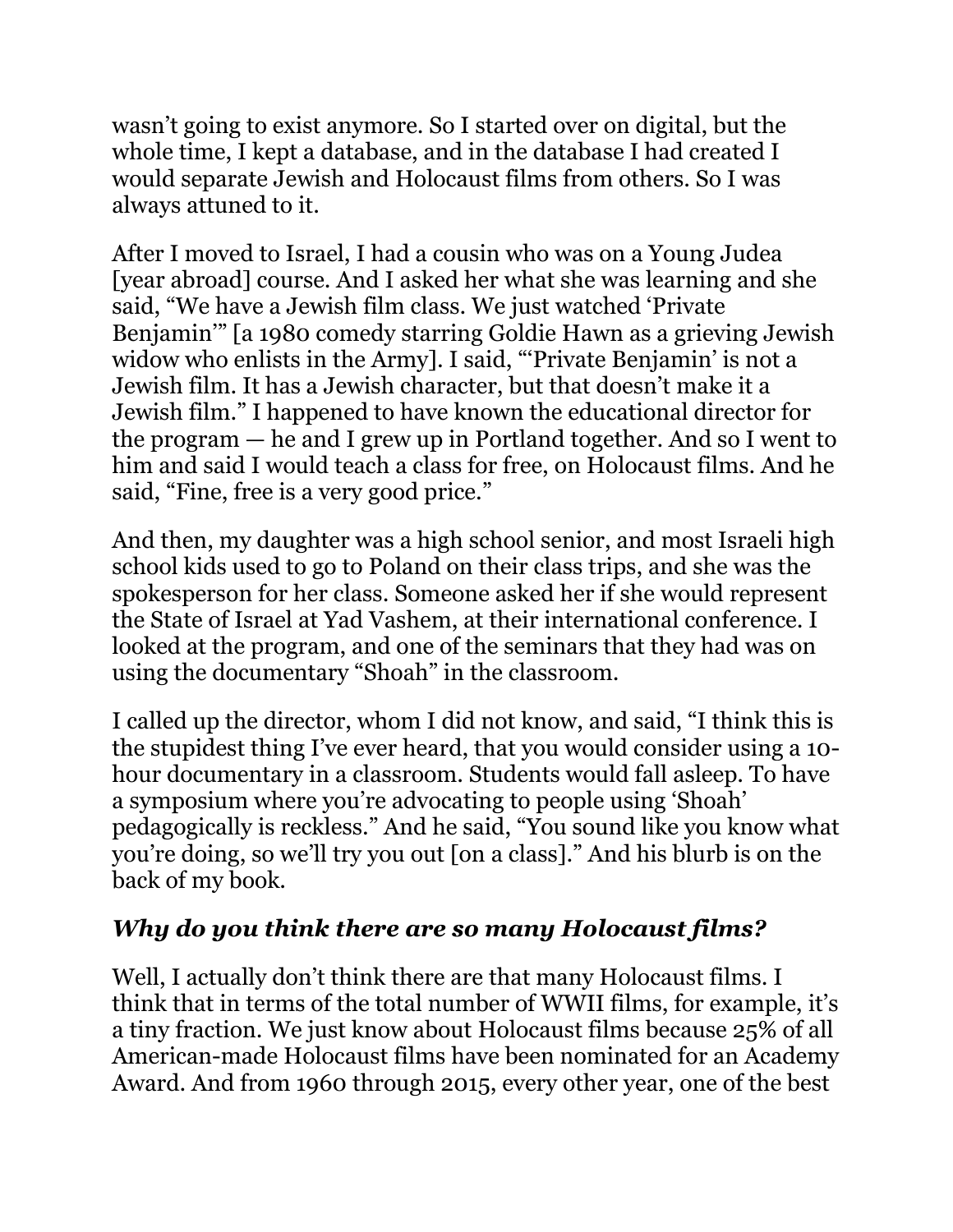wasn't going to exist anymore. So I started over on digital, but the whole time, I kept a database, and in the database I had created I would separate Jewish and Holocaust films from others. So I was always attuned to it.

After I moved to Israel, I had a cousin who was on a Young Judea [year abroad] course. And I asked her what she was learning and she said, "We have a Jewish film class. We just watched 'Private Benjamin'" [a 1980 comedy starring Goldie Hawn as a grieving Jewish widow who enlists in the Army]. I said, "'Private Benjamin' is not a Jewish film. It has a Jewish character, but that doesn't make it a Jewish film." I happened to have known the educational director for the program — he and I grew up in Portland together. And so I went to him and said I would teach a class for free, on Holocaust films. And he said, "Fine, free is a very good price."

And then, my daughter was a high school senior, and most Israeli high school kids used to go to Poland on their class trips, and she was the spokesperson for her class. Someone asked her if she would represent the State of Israel at Yad Vashem, at their international conference. I looked at the program, and one of the seminars that they had was on using the documentary "Shoah" in the classroom.

I called up the director, whom I did not know, and said, "I think this is the stupidest thing I've ever heard, that you would consider using a 10-hour documentary in a classroom. Students would fall asleep. To have a symposium where you're advocating to people using 'Shoah' pedagogically is reckless." And he said, "You sound like you know what you're doing, so we'll try you out [on a class]." And his blurb is on the back of my book.

### *Why do you think there are so many Holocaust films?*

Well, I actually don't think there are that many Holocaust films. I think that in terms of the total number of WWII films, for example, it's a tiny fraction. We just know about Holocaust films because 25% of all American-made Holocaust films have been nominated for an Academy Award. And from 1960 through 2015, every other year, one of the best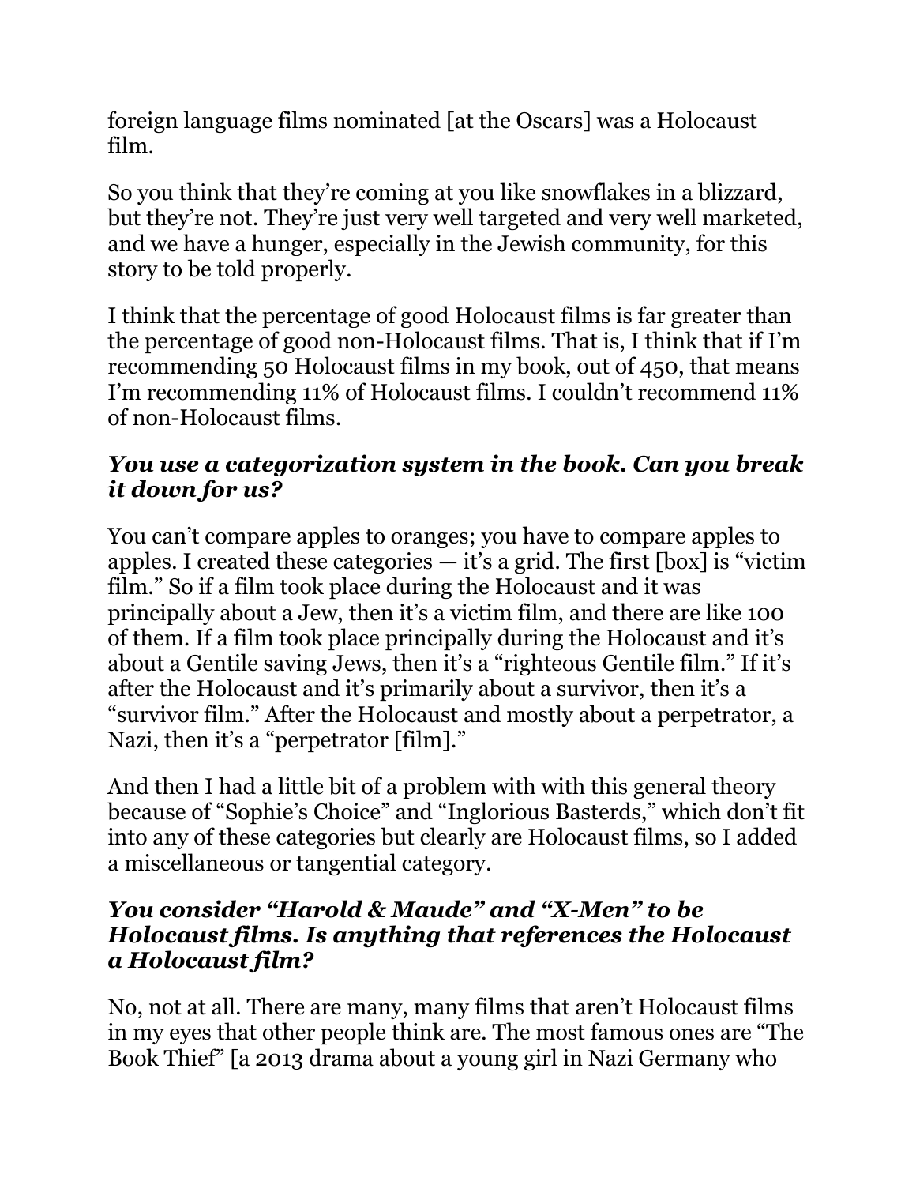foreign language films nominated [at the Oscars] was a Holocaust film.

So you think that they're coming at you like snowflakes in a blizzard, but they're not. They're just very well targeted and very well marketed, and we have a hunger, especially in the Jewish community, for this story to be told properly.

I think that the percentage of good Holocaust films is far greater than the percentage of good non-Holocaust films. That is, I think that if I'm recommending 50 Holocaust films in my book, out of 450, that means I'm recommending 11% of Holocaust films. I couldn't recommend 11% of non-Holocaust films.

### *You use a categorization system in the book. Can you break it down for us?*

You can't compare apples to oranges; you have to compare apples to apples. I created these categories — it's a grid. The first [box] is "victim film." So if a film took place during the Holocaust and it was principally about a Jew, then it's a victim film, and there are like 100 of them. If a film took place principally during the Holocaust and it's about a Gentile saving Jews, then it's a "righteous Gentile film." If it's after the Holocaust and it's primarily about a survivor, then it's a "survivor film." After the Holocaust and mostly about a perpetrator, a Nazi, then it's a "perpetrator [film]."

And then I had a little bit of a problem with with this general theory because of "Sophie's Choice" and "Inglorious Basterds," which don't fit into any of these categories but clearly are Holocaust films, so I added a miscellaneous or tangential category.

### *You consider "Harold & Maude" and "X-Men" to be Holocaust films. Is anything that references the Holocaust a Holocaust film?*

No, not at all. There are many, many films that aren't Holocaust films in my eyes that other people think are. The most famous ones are "The Book Thief" [a 2013 drama about a young girl in Nazi Germany who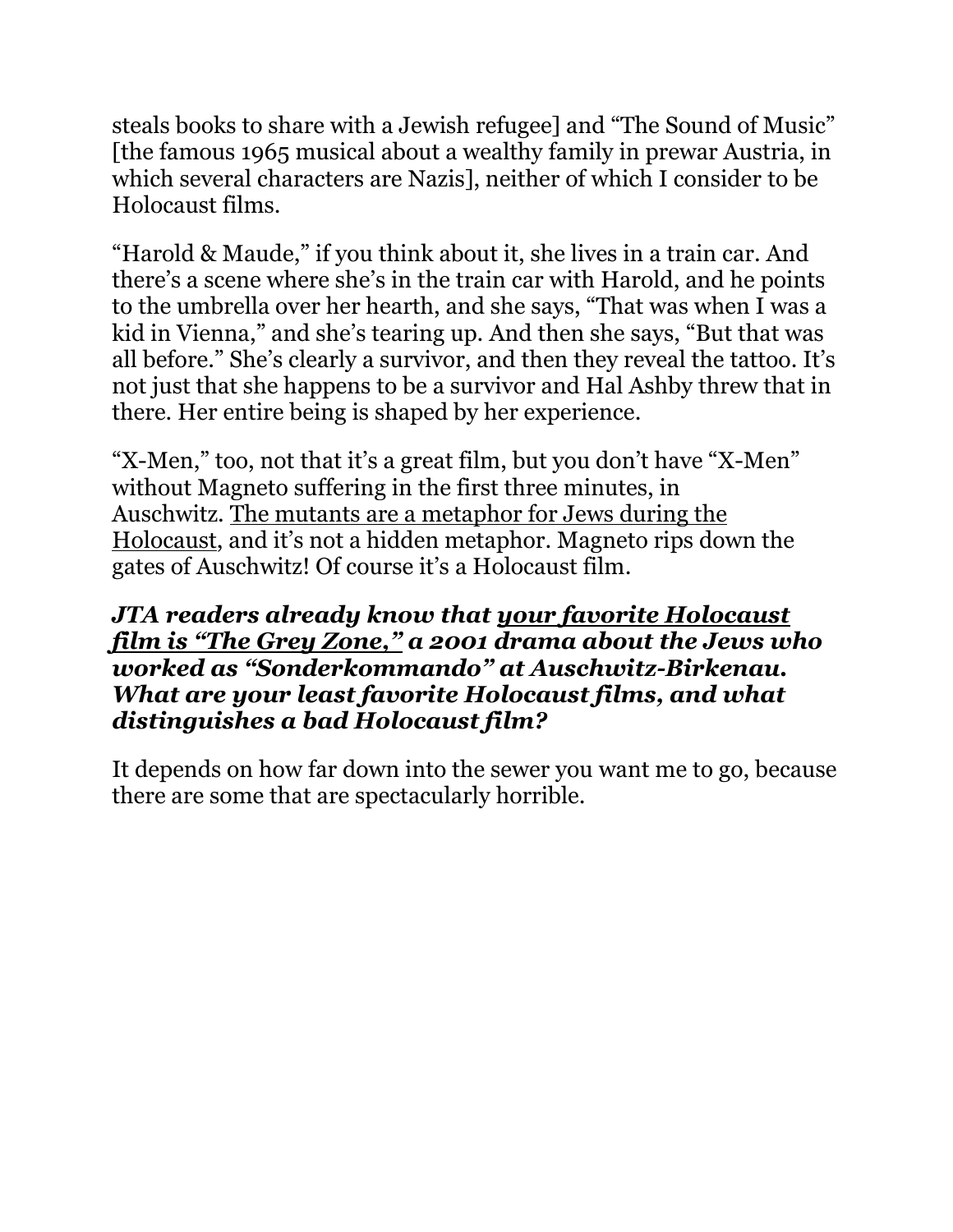steals books to share with a Jewish refugee] and “The Sound of Music” [the famous 1965 musical about a wealthy family in prewar Austria, in which several characters are Nazis], neither of which I consider to be Holocaust films.

“Harold & Maude,” if you think about it, she lives in a train car. And there’s a scene where she’s in the train car with Harold, and he points to the umbrella over her hearth, and she says, “That was when I was a kid in Vienna,” and she’s tearing up. And then she says, “But that was all before.” She’s clearly a survivor, and then they reveal the tattoo. It’s not just that she happens to be a survivor and Hal Ashby threw that in there. Her entire being is shaped by her experience.

“X-Men,” too, not that it’s a great film, but you don’t have “X-Men” without Magneto suffering in the first three minutes, in Auschwitz. The mutants are a metaphor for Jews during the Holocaust, and it’s not a hidden metaphor. Magneto rips down the gates of Auschwitz! Of course it’s a Holocaust film.

***JTA readers already know that your favorite Holocaust film is “The Grey Zone,” a 2001 drama about the Jews who worked as “Sonderkommando” at Auschwitz-Birkenau. What are your least favorite Holocaust films, and what distinguishes a bad Holocaust film?***

It depends on how far down into the sewer you want me to go, because there are some that are spectacularly horrible.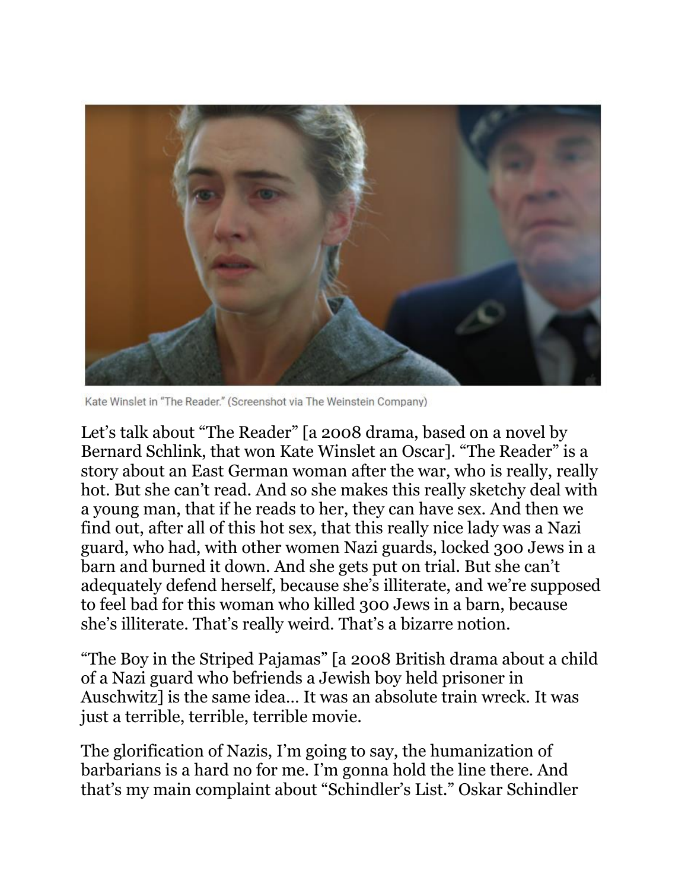Kate Winslet in "The Reader." (Screenshot via The Weinstein Company)

Let's talk about "The Reader" [a 2008 drama, based on a novel by Bernard Schlink, that won Kate Winslet an Oscar]. "The Reader" is a story about an East German woman after the war, who is really, really hot. But she can't read. And so she makes this really sketchy deal with a young man, that if he reads to her, they can have sex. And then we find out, after all of this hot sex, that this really nice lady was a Nazi guard, who had, with other women Nazi guards, locked 300 Jews in a barn and burned it down. And she gets put on trial. But she can't adequately defend herself, because she's illiterate, and we're supposed to feel bad for this woman who killed 300 Jews in a barn, because she's illiterate. That's really weird. That's a bizarre notion.

"The Boy in the Striped Pajamas" [a 2008 British drama about a child of a Nazi guard who befriends a Jewish boy held prisoner in Auschwitz] is the same idea… It was an absolute train wreck. It was just a terrible, terrible, terrible movie.

The glorification of Nazis, I'm going to say, the humanization of barbarians is a hard no for me. I'm gonna hold the line there. And that's my main complaint about "Schindler's List." Oskar Schindler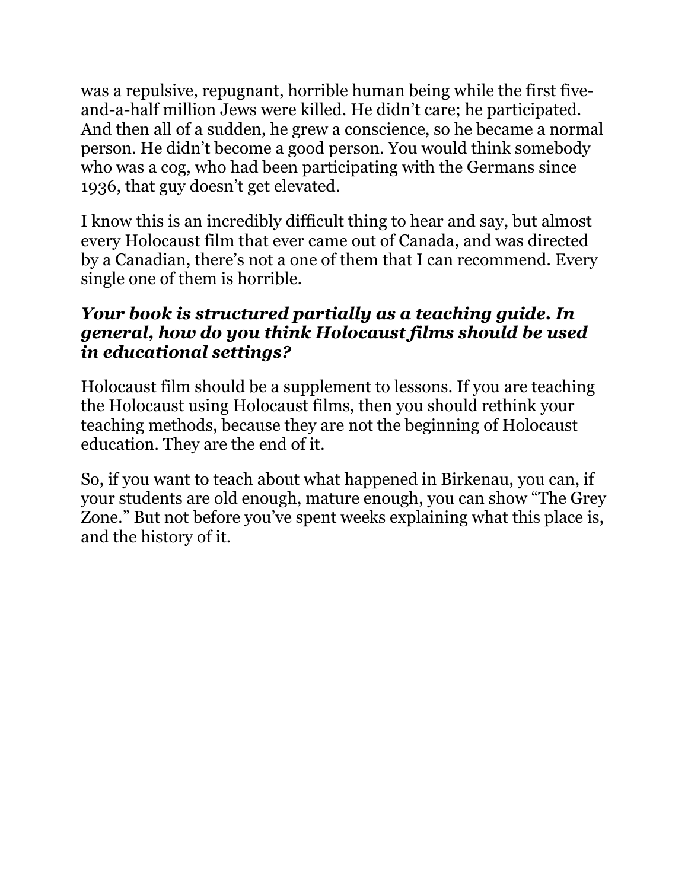was a repulsive, repugnant, horrible human being while the first five-and-a-half million Jews were killed. He didn't care; he participated. And then all of a sudden, he grew a conscience, so he became a normal person. He didn't become a good person. You would think somebody who was a cog, who had been participating with the Germans since 1936, that guy doesn't get elevated.

I know this is an incredibly difficult thing to hear and say, but almost every Holocaust film that ever came out of Canada, and was directed by a Canadian, there's not a one of them that I can recommend. Every single one of them is horrible.

***Your book is structured partially as a teaching guide. In general, how do you think Holocaust films should be used in educational settings?***

Holocaust film should be a supplement to lessons. If you are teaching the Holocaust using Holocaust films, then you should rethink your teaching methods, because they are not the beginning of Holocaust education. They are the end of it.

So, if you want to teach about what happened in Birkenau, you can, if your students are old enough, mature enough, you can show "The Grey Zone." But not before you've spent weeks explaining what this place is, and the history of it.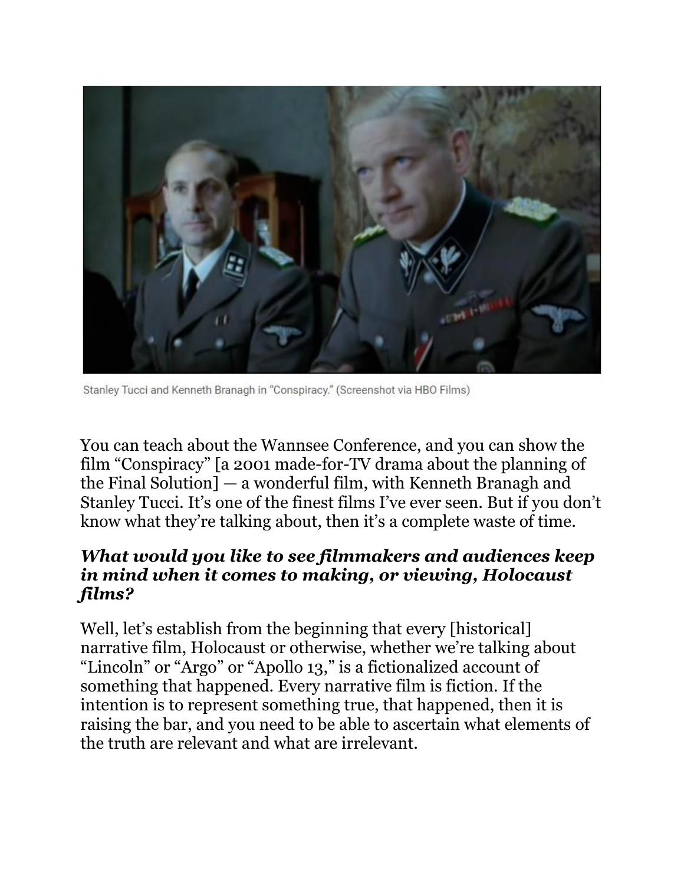Stanley Tucci and Kenneth Branagh in “Conspiracy.” (Screenshot via HBO Films)

You can teach about the Wannsee Conference, and you can show the film “Conspiracy” [a 2001 made-for-TV drama about the planning of the Final Solution] — a wonderful film, with Kenneth Branagh and Stanley Tucci. It’s one of the finest films I’ve ever seen. But if you don’t know what they’re talking about, then it’s a complete waste of time.

***What would you like to see filmmakers and audiences keep in mind when it comes to making, or viewing, Holocaust films?***

Well, let’s establish from the beginning that every [historical] narrative film, Holocaust or otherwise, whether we’re talking about “Lincoln” or “Argo” or “Apollo 13,” is a fictionalized account of something that happened. Every narrative film is fiction. If the intention is to represent something true, that happened, then it is raising the bar, and you need to be able to ascertain what elements of the truth are relevant and what are irrelevant.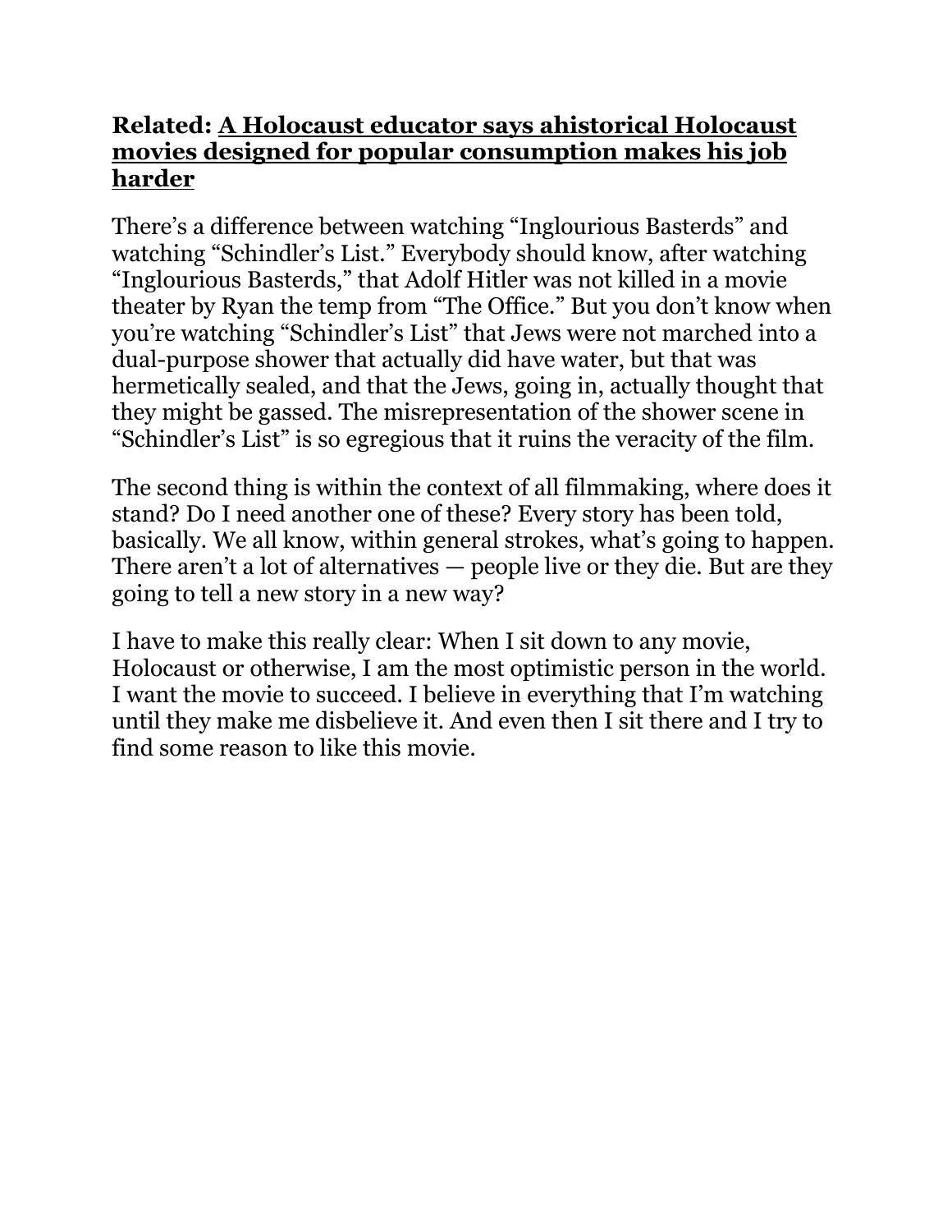**Related: A Holocaust educator says ahistorical Holocaust movies designed for popular consumption makes his job harder**

There's a difference between watching "Inglourious Basterds" and watching "Schindler's List." Everybody should know, after watching "Inglourious Basterds," that Adolf Hitler was not killed in a movie theater by Ryan the temp from "The Office." But you don't know when you're watching "Schindler's List" that Jews were not marched into a dual-purpose shower that actually did have water, but that was hermetically sealed, and that the Jews, going in, actually thought that they might be gassed. The misrepresentation of the shower scene in "Schindler's List" is so egregious that it ruins the veracity of the film.

The second thing is within the context of all filmmaking, where does it stand? Do I need another one of these? Every story has been told, basically. We all know, within general strokes, what's going to happen. There aren't a lot of alternatives — people live or they die. But are they going to tell a new story in a new way?

I have to make this really clear: When I sit down to any movie, Holocaust or otherwise, I am the most optimistic person in the world. I want the movie to succeed. I believe in everything that I'm watching until they make me disbelieve it. And even then I sit there and I try to find some reason to like this movie.